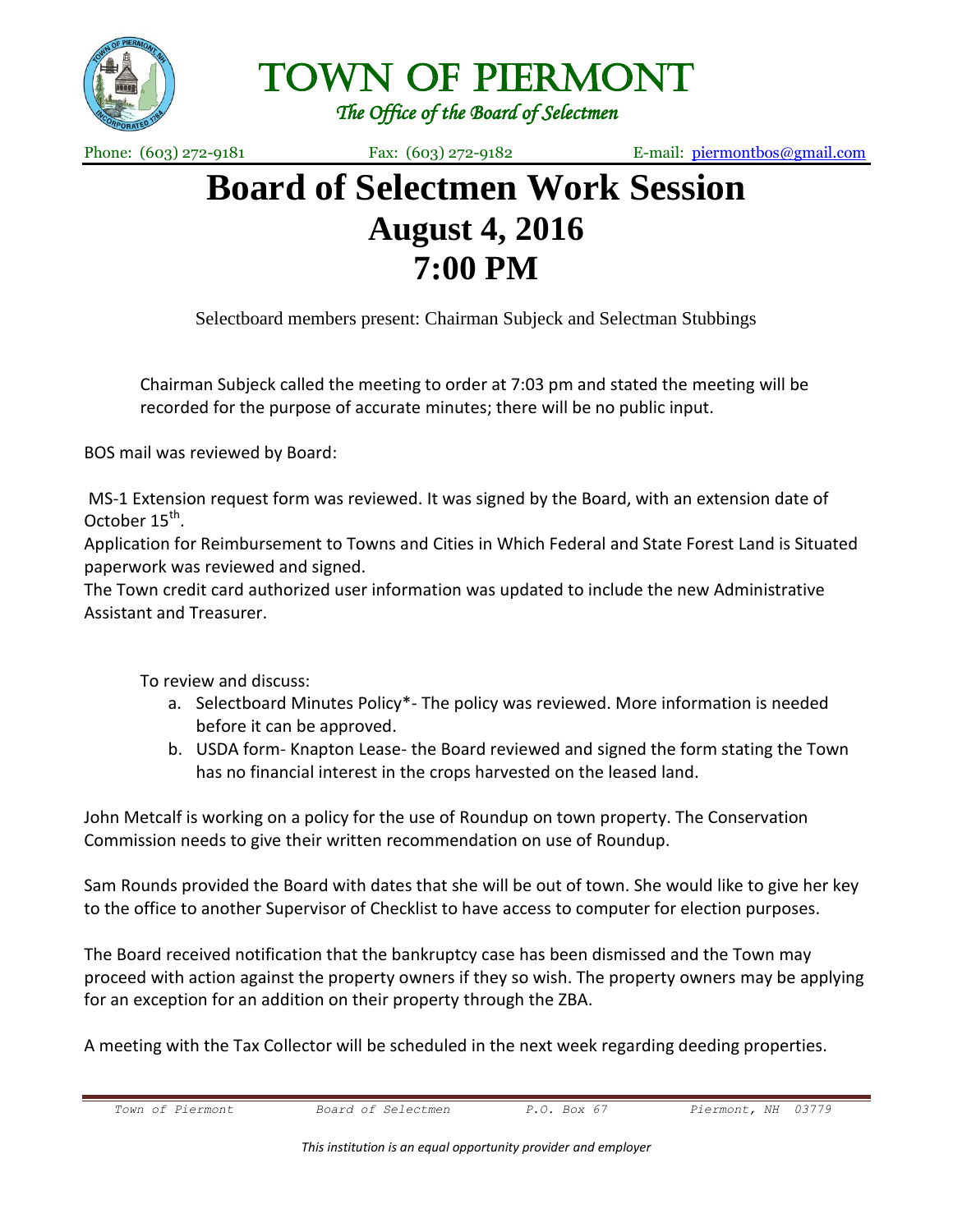# TOWN OF PIERMONT

*The Office of the Board of Selectmen*

Phone: (603) 272-9181 Fax: (603) 272-9182 E-mail: piermontbos@gmail.com

# Board of Selectmen Work Session

## August 4, 2016

## 7:00 PM

Selectboard members present: Chairman Subjeck and Selectman Stubbings

Chairman Subjeck called the meeting to order at 7:03 pm and stated the meeting will be recorded for the purpose of accurate minutes; there will be no public input.

BOS mail was reviewed by Board:

MS-1 Extension request form was reviewed. It was signed by the Board, with an extension date of October 15th.

Application for Reimbursement to Towns and Cities in Which Federal and State Forest Land is Situated paperwork was reviewed and signed.

The Town credit card authorized user information was updated to include the new Administrative Assistant and Treasurer.

To review and discuss:

a. Selectboard Minutes Policy*- The policy was reviewed. More information is needed before it can be approved.
b. USDA form- Knapton Lease- the Board reviewed and signed the form stating the Town has no financial interest in the crops harvested on the leased land.

John Metcalf is working on a policy for the use of Roundup on town property. The Conservation Commission needs to give their written recommendation on use of Roundup.

Sam Rounds provided the Board with dates that she will be out of town. She would like to give her key to the office to another Supervisor of Checklist to have access to computer for election purposes.

The Board received notification that the bankruptcy case has been dismissed and the Town may proceed with action against the property owners if they so wish. The property owners may be applying for an exception for an addition on their property through the ZBA.

A meeting with the Tax Collector will be scheduled in the next week regarding deeding properties.

*This institution is an equal opportunity provider and employer*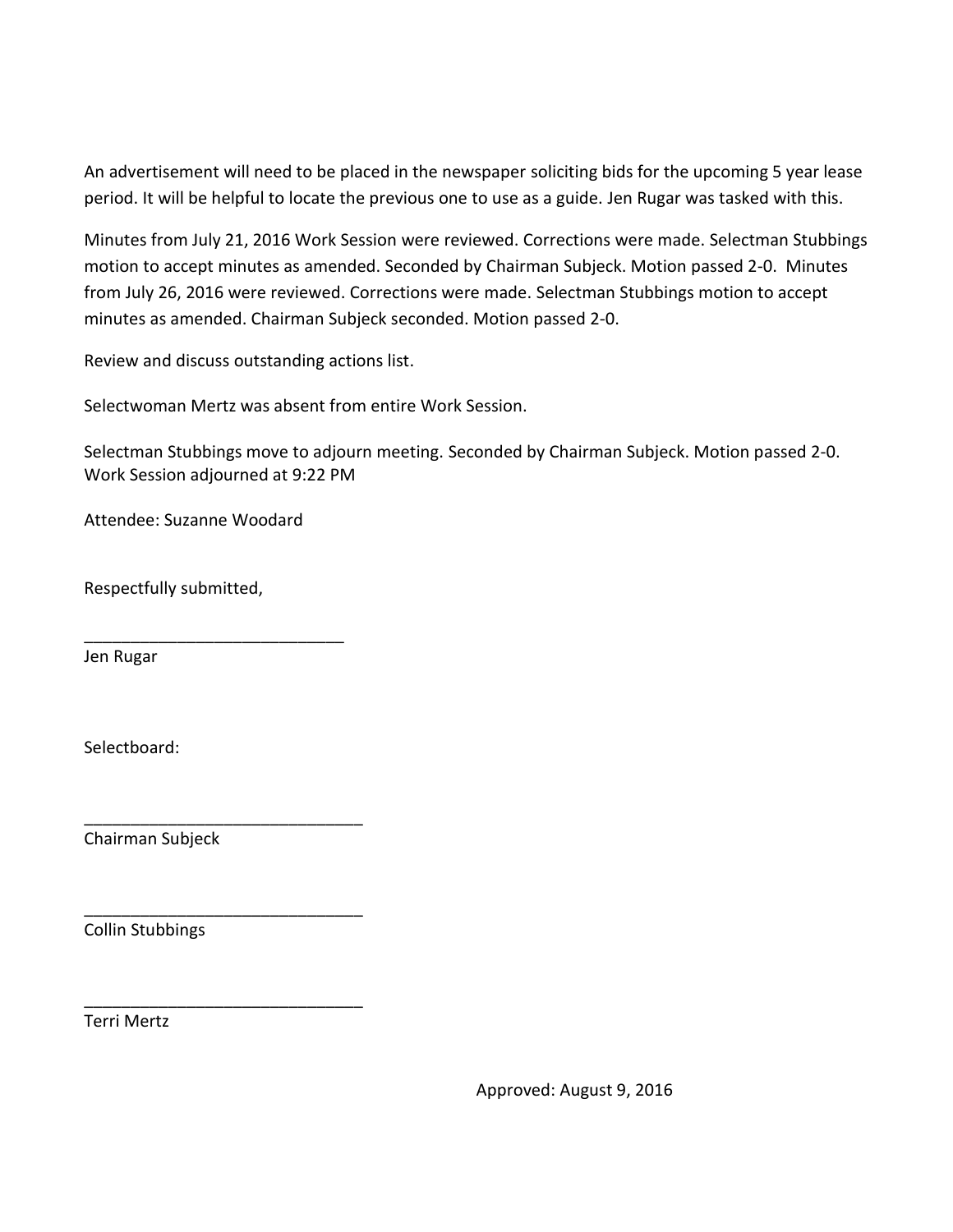An advertisement will need to be placed in the newspaper soliciting bids for the upcoming 5 year lease period. It will be helpful to locate the previous one to use as a guide. Jen Rugar was tasked with this.

Minutes from July 21, 2016 Work Session were reviewed. Corrections were made. Selectman Stubbings motion to accept minutes as amended. Seconded by Chairman Subjeck. Motion passed 2-0. Minutes from July 26, 2016 were reviewed. Corrections were made. Selectman Stubbings motion to accept minutes as amended. Chairman Subjeck seconded. Motion passed 2-0.

Review and discuss outstanding actions list.

Selectwoman Mertz was absent from entire Work Session.

Selectman Stubbings move to adjourn meeting. Seconded by Chairman Subjeck. Motion passed 2-0. Work Session adjourned at 9:22 PM

Attendee: Suzanne Woodard

Respectfully submitted,

____________________________
Jen Rugar

Selectboard:

______________________________
Chairman Subjeck

______________________________
Collin Stubbings

______________________________
Terri Mertz

Approved: August 9, 2016